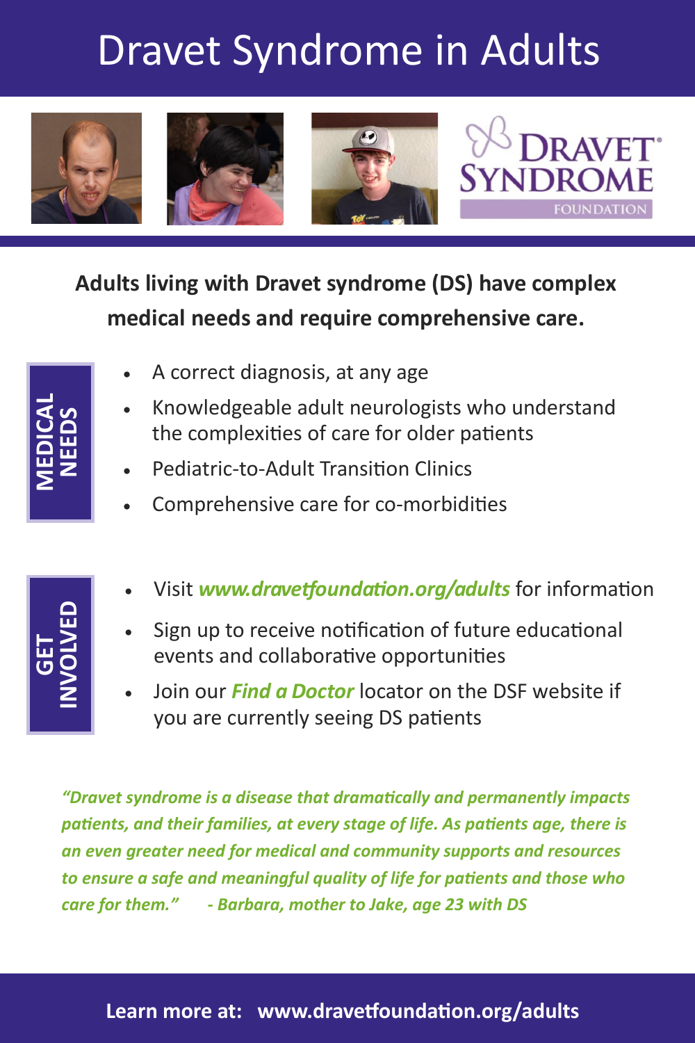# Dravet Syndrome in Adults

DRAVET SYNDROME FOUNDATION

**Adults living with Dravet syndrome (DS) have complex medical needs and require comprehensive care.**

## MEDICAL NEEDS

- A correct diagnosis, at any age
- Knowledgeable adult neurologists who understand the complexities of care for older patients
- Pediatric-to-Adult Transition Clinics
- Comprehensive care for co-morbidities

## GET INVOLVED

- Visit ***www.dravetfoundation.org/adults*** for information
- Sign up to receive notification of future educational events and collaborative opportunities
- Join our ***Find a Doctor*** locator on the DSF website if you are currently seeing DS patients

***"Dravet syndrome is a disease that dramatically and permanently impacts patients, and their families, at every stage of life. As patients age, there is an even greater need for medical and community supports and resources to ensure a safe and meaningful quality of life for patients and those who care for them." - Barbara, mother to Jake, age 23 with DS***

**Learn more at: www.dravetfoundation.org/adults**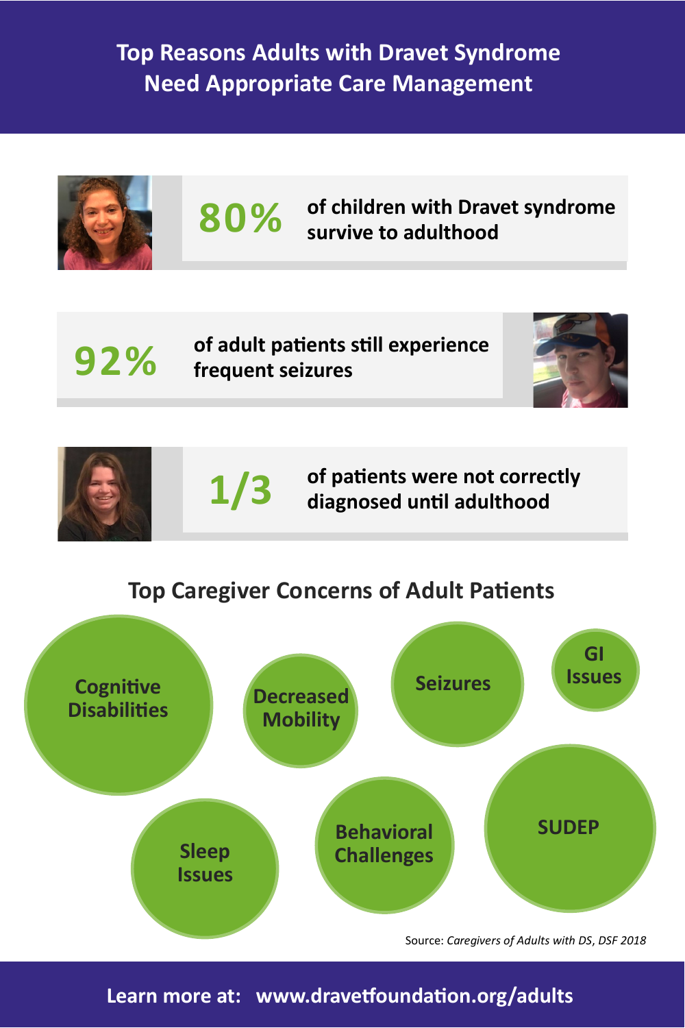# Top Reasons Adults with Dravet Syndrome Need Appropriate Care Management

**80%** of children with Dravet syndrome survive to adulthood

**92%** of adult patients still experience frequent seizures

**1/3** of patients were not correctly diagnosed until adulthood

## Top Caregiver Concerns of Adult Patients

- Cognitive Disabilities
- Decreased Mobility
- Seizures
- GI Issues
- Sleep Issues
- Behavioral Challenges
- SUDEP

Source: *Caregivers of Adults with DS, DSF 2018*

**Learn more at: www.dravetfoundation.org/adults**